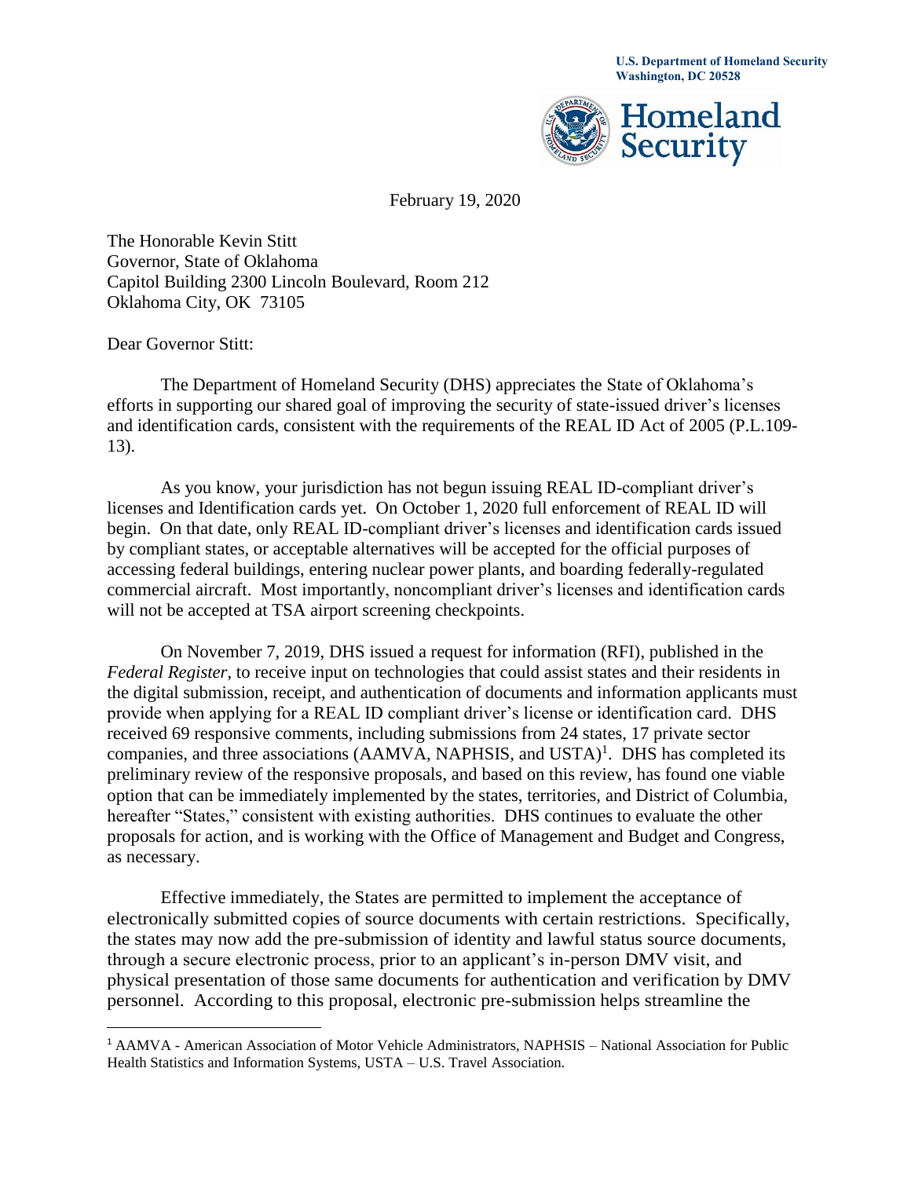U.S. Department of Homeland Security
Washington, DC 20528

Homeland Security

February 19, 2020

The Honorable Kevin Stitt
Governor, State of Oklahoma
Capitol Building 2300 Lincoln Boulevard, Room 212
Oklahoma City, OK 73105

Dear Governor Stitt:

The Department of Homeland Security (DHS) appreciates the State of Oklahoma's efforts in supporting our shared goal of improving the security of state-issued driver's licenses and identification cards, consistent with the requirements of the REAL ID Act of 2005 (P.L.109-13).

As you know, your jurisdiction has not begun issuing REAL ID-compliant driver's licenses and Identification cards yet. On October 1, 2020 full enforcement of REAL ID will begin. On that date, only REAL ID-compliant driver's licenses and identification cards issued by compliant states, or acceptable alternatives will be accepted for the official purposes of accessing federal buildings, entering nuclear power plants, and boarding federally-regulated commercial aircraft. Most importantly, noncompliant driver's licenses and identification cards will not be accepted at TSA airport screening checkpoints.

On November 7, 2019, DHS issued a request for information (RFI), published in the *Federal Register*, to receive input on technologies that could assist states and their residents in the digital submission, receipt, and authentication of documents and information applicants must provide when applying for a REAL ID compliant driver's license or identification card. DHS received 69 responsive comments, including submissions from 24 states, 17 private sector companies, and three associations (AAMVA, NAPHSIS, and USTA)[1]. DHS has completed its preliminary review of the responsive proposals, and based on this review, has found one viable option that can be immediately implemented by the states, territories, and District of Columbia, hereafter "States," consistent with existing authorities. DHS continues to evaluate the other proposals for action, and is working with the Office of Management and Budget and Congress, as necessary.

Effective immediately, the States are permitted to implement the acceptance of electronically submitted copies of source documents with certain restrictions. Specifically, the states may now add the pre-submission of identity and lawful status source documents, through a secure electronic process, prior to an applicant's in-person DMV visit, and physical presentation of those same documents for authentication and verification by DMV personnel. According to this proposal, electronic pre-submission helps streamline the

[1] AAMVA - American Association of Motor Vehicle Administrators, NAPHSIS – National Association for Public Health Statistics and Information Systems, USTA – U.S. Travel Association.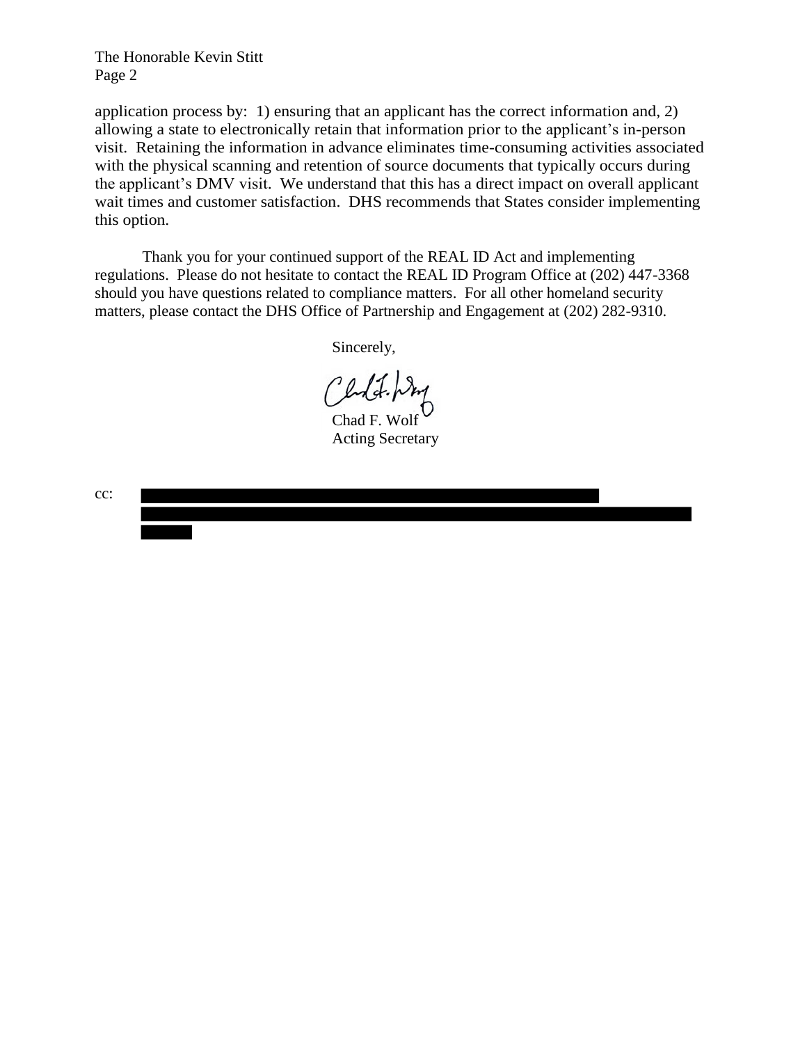application process by: 1) ensuring that an applicant has the correct information and, 2) allowing a state to electronically retain that information prior to the applicant's in-person visit. Retaining the information in advance eliminates time-consuming activities associated with the physical scanning and retention of source documents that typically occurs during the applicant's DMV visit. We understand that this has a direct impact on overall applicant wait times and customer satisfaction. DHS recommends that States consider implementing this option.

Thank you for your continued support of the REAL ID Act and implementing regulations. Please do not hesitate to contact the REAL ID Program Office at (202) 447-3368 should you have questions related to compliance matters. For all other homeland security matters, please contact the DHS Office of Partnership and Engagement at (202) 282-9310.

Sincerely,

Chad F. Wolf
Acting Secretary

cc: